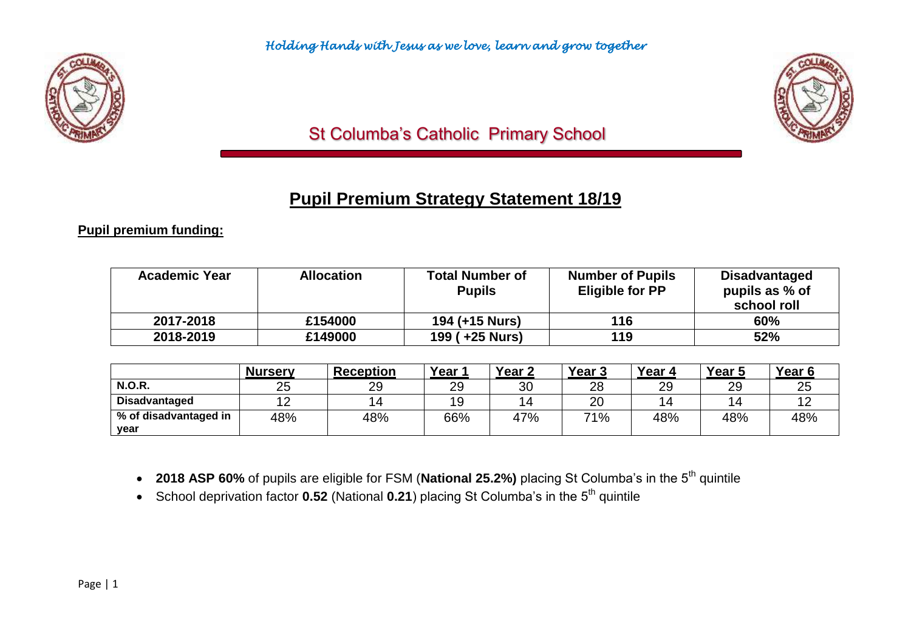*Holding Hands with Jesus as we love, learn and grow together*

St Columba's Catholic Primary School

# Pupil Premium Strategy Statement 18/19

**Pupil premium funding:**

| Academic Year | Allocation | Total Number of Pupils | Number of Pupils Eligible for PP | Disadvantaged pupils as % of school roll |
|---|---|---|---|---|
| **2017-2018** | **£154000** | **194 (+15 Nurs)** | **116** | **60%** |
| **2018-2019** | **£149000** | **199 ( +25 Nurs)** | **119** | **52%** |

| | Nursery | Reception | Year 1 | Year 2 | Year 3 | Year 4 | Year 5 | Year 6 |
|---|---|---|---|---|---|---|---|---|
| **N.O.R.** | 25 | 29 | 29 | 30 | 28 | 29 | 29 | 25 |
| **Disadvantaged** | 12 | 14 | 19 | 14 | 20 | 14 | 14 | 12 |
| **% of disadvantaged in year** | 48% | 48% | 66% | 47% | 71% | 48% | 48% | 48% |

- **2018 ASP 60%** of pupils are eligible for FSM (**National 25.2%)** placing St Columba's in the 5th quintile
- School deprivation factor **0.52** (National **0.21**) placing St Columba's in the 5th quintile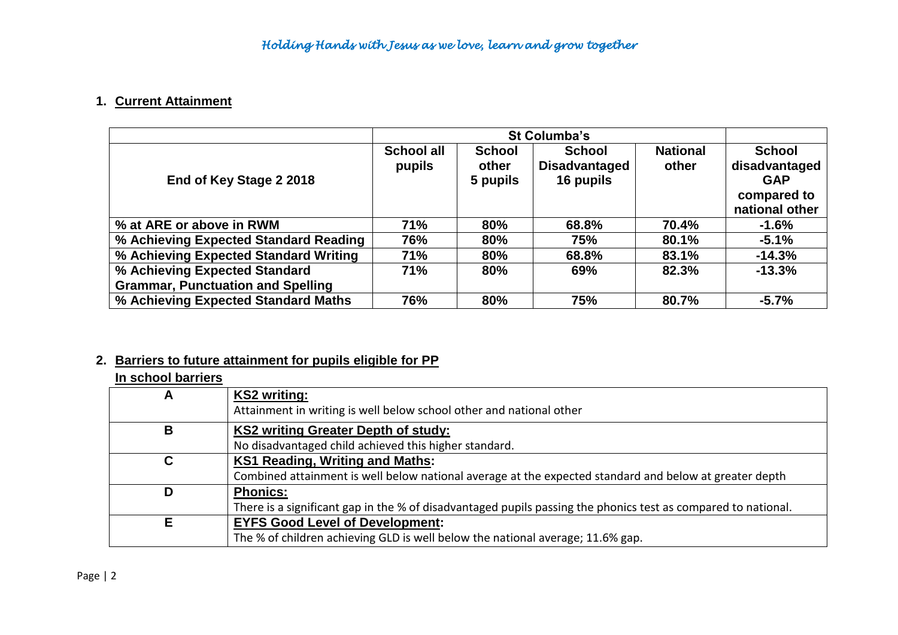## 1. Current Attainment

| End of Key Stage 2 2018 | St Columba's | | | | |
|---|---|---|---|---|---|
| | School all pupils | School other 5 pupils | School Disadvantaged 16 pupils | National other | School disadvantaged GAP compared to national other |
| % at ARE or above in RWM | 71% | 80% | 68.8% | 70.4% | -1.6% |
| % Achieving Expected Standard Reading | 76% | 80% | 75% | 80.1% | -5.1% |
| % Achieving Expected Standard Writing | 71% | 80% | 68.8% | 83.1% | -14.3% |
| % Achieving Expected Standard Grammar, Punctuation and Spelling | 71% | 80% | 69% | 82.3% | -13.3% |
| % Achieving Expected Standard Maths | 76% | 80% | 75% | 80.7% | -5.7% |

## 2. Barriers to future attainment for pupils eligible for PP

**In school barriers**

| | |
|---|---|
| A | **KS2 writing:**<br>Attainment in writing is well below school other and national other |
| B | **KS2 writing Greater Depth of study:**<br>No disadvantaged child achieved this higher standard. |
| C | **KS1 Reading, Writing and Maths:**<br>Combined attainment is well below national average at the expected standard and below at greater depth |
| D | **Phonics:**<br>There is a significant gap in the % of disadvantaged pupils passing the phonics test as compared to national. |
| E | **EYFS Good Level of Development:**<br>The % of children achieving GLD is well below the national average; 11.6% gap. |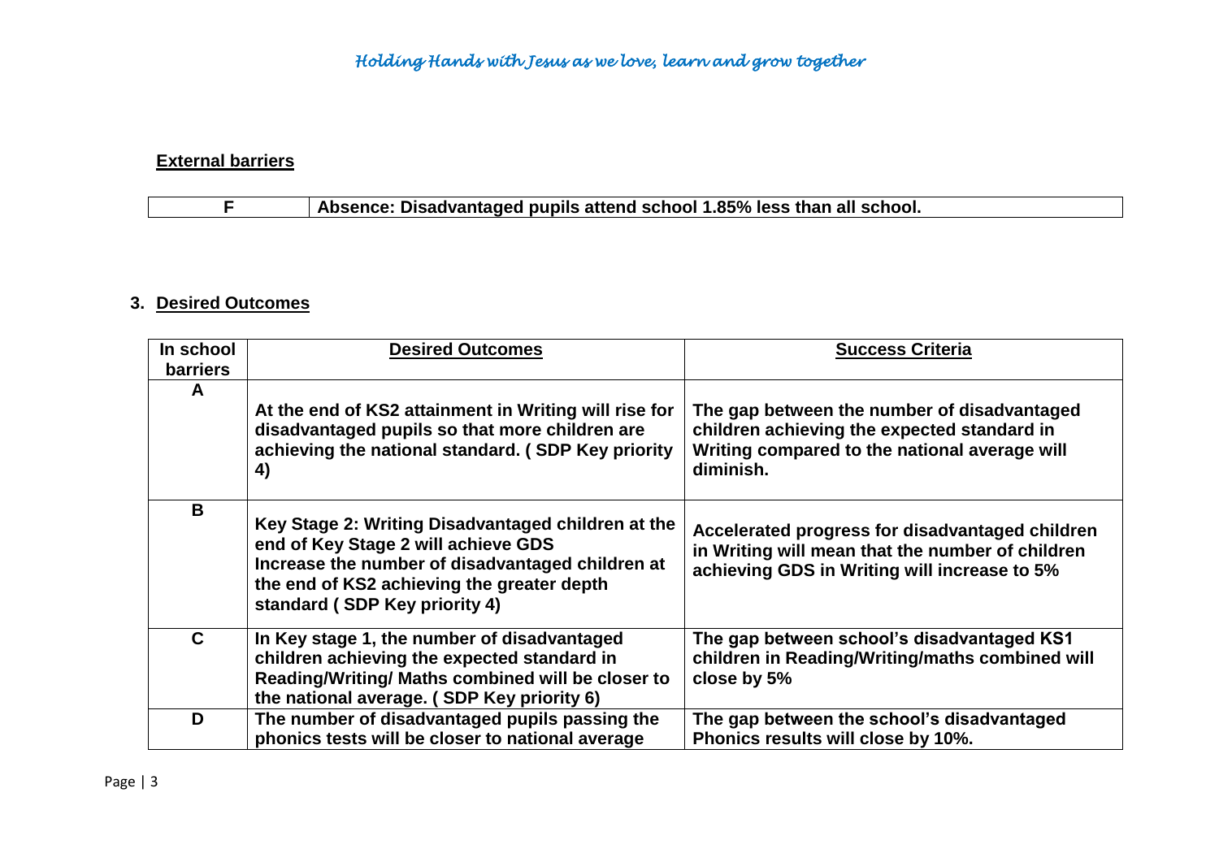**External barriers**

| F | Absence: Disadvantaged pupils attend school 1.85% less than all school. |
|---|---|

## 3. Desired Outcomes

| In school barriers | Desired Outcomes | Success Criteria |
|---|---|---|
| **A** | **At the end of KS2 attainment in Writing will rise for disadvantaged pupils so that more children are achieving the national standard. ( SDP Key priority 4)** | **The gap between the number of disadvantaged children achieving the expected standard in Writing compared to the national average will diminish.** |
| **B** | **Key Stage 2: Writing Disadvantaged children at the end of Key Stage 2 will achieve GDS Increase the number of disadvantaged children at the end of KS2 achieving the greater depth standard ( SDP Key priority 4)** | **Accelerated progress for disadvantaged children in Writing will mean that the number of children achieving GDS in Writing will increase to 5%** |
| **C** | **In Key stage 1, the number of disadvantaged children achieving the expected standard in Reading/Writing/ Maths combined will be closer to the national average. ( SDP Key priority 6)** | **The gap between school's disadvantaged KS1 children in Reading/Writing/maths combined will close by 5%** |
| **D** | **The number of disadvantaged pupils passing the phonics tests will be closer to national average** | **The gap between the school's disadvantaged Phonics results will close by 10%.** |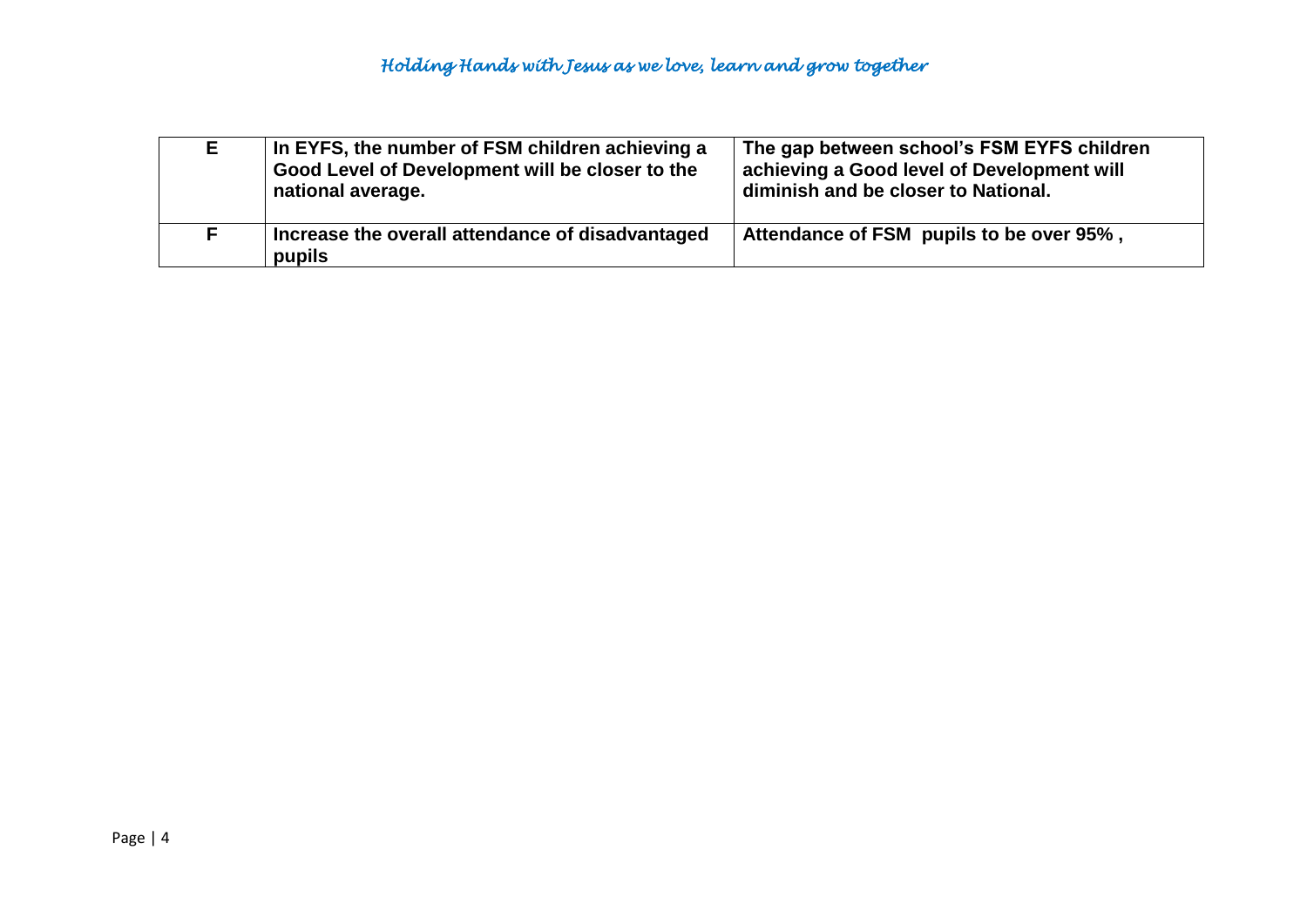| | | |
|---|---|---|
| **E** | **In EYFS, the number of FSM children achieving a Good Level of Development will be closer to the national average.** | **The gap between school's FSM EYFS children achieving a Good level of Development will diminish and be closer to National.** |
| **F** | **Increase the overall attendance of disadvantaged pupils** | **Attendance of FSM pupils to be over 95% ,** |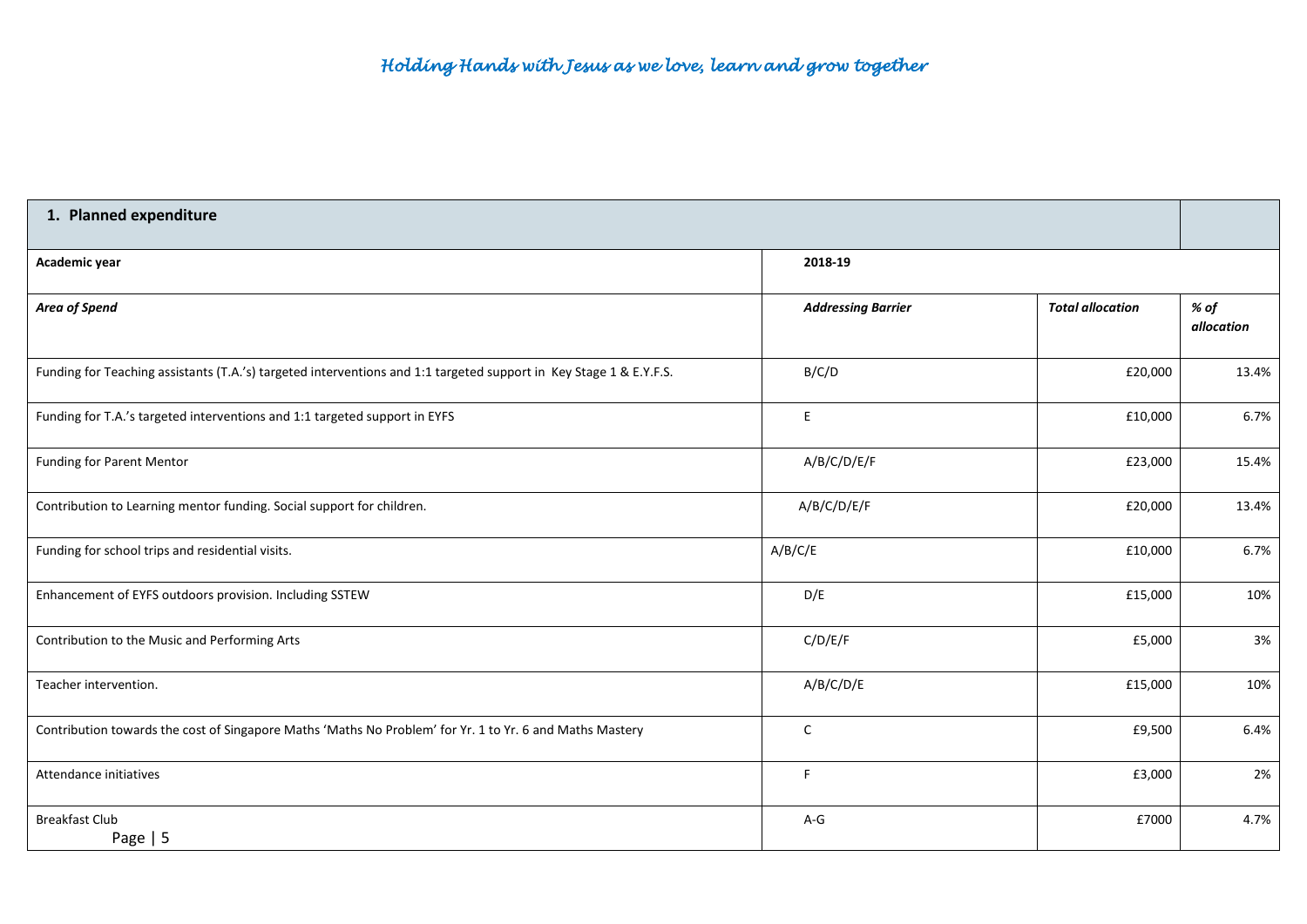*Holding Hands with Jesus as we love, learn and grow together*

| 1. Planned expenditure | | | |
|---|---|---|---|
| **Academic year** | **2018-19** | | |
| ***Area of Spend*** | ***Addressing Barrier*** | ***Total allocation*** | ***% of allocation*** |
| Funding for Teaching assistants (T.A.'s) targeted interventions and 1:1 targeted support in Key Stage 1 & E.Y.F.S. | B/C/D | £20,000 | 13.4% |
| Funding for T.A.'s targeted interventions and 1:1 targeted support in EYFS | E | £10,000 | 6.7% |
| Funding for Parent Mentor | A/B/C/D/E/F | £23,000 | 15.4% |
| Contribution to Learning mentor funding. Social support for children. | A/B/C/D/E/F | £20,000 | 13.4% |
| Funding for school trips and residential visits. | A/B/C/E | £10,000 | 6.7% |
| Enhancement of EYFS outdoors provision. Including SSTEW | D/E | £15,000 | 10% |
| Contribution to the Music and Performing Arts | C/D/E/F | £5,000 | 3% |
| Teacher intervention. | A/B/C/D/E | £15,000 | 10% |
| Contribution towards the cost of Singapore Maths 'Maths No Problem' for Yr. 1 to Yr. 6 and Maths Mastery | C | £9,500 | 6.4% |
| Attendance initiatives | F | £3,000 | 2% |
| Breakfast Club | A-G | £7000 | 4.7% |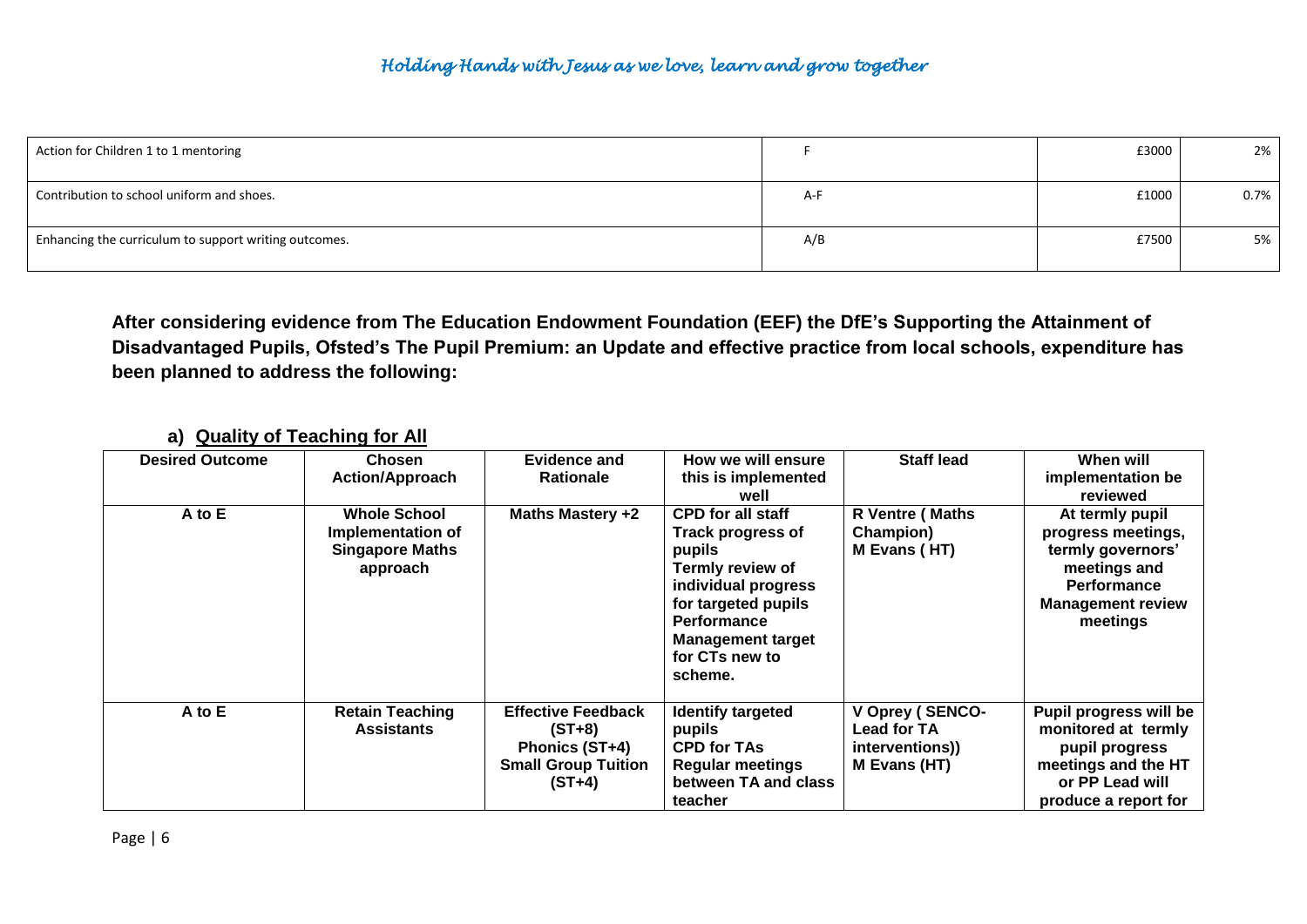| | | | |
|---|---|---|---|
| Action for Children 1 to 1 mentoring | F | £3000 | 2% |
| Contribution to school uniform and shoes. | A-F | £1000 | 0.7% |
| Enhancing the curriculum to support writing outcomes. | A/B | £7500 | 5% |

**After considering evidence from The Education Endowment Foundation (EEF) the DfE's Supporting the Attainment of Disadvantaged Pupils, Ofsted's The Pupil Premium: an Update and effective practice from local schools, expenditure has been planned to address the following:**

### a) Quality of Teaching for All

| Desired Outcome | Chosen Action/Approach | Evidence and Rationale | How we will ensure this is implemented well | Staff lead | When will implementation be reviewed |
|---|---|---|---|---|---|
| A to E | Whole School Implementation of Singapore Maths approach | Maths Mastery +2 | CPD for all staff<br>Track progress of pupils<br>Termly review of individual progress for targeted pupils<br>Performance Management target for CTs new to scheme. | R Ventre ( Maths Champion)<br>M Evans ( HT) | At termly pupil progress meetings, termly governors' meetings and Performance Management review meetings |
| A to E | Retain Teaching Assistants | Effective Feedback (ST+8)<br>Phonics (ST+4)<br>Small Group Tuition (ST+4) | Identify targeted pupils<br>CPD for TAs<br>Regular meetings between TA and class teacher | V Oprey ( SENCO- Lead for TA interventions))<br>M Evans (HT) | Pupil progress will be monitored at termly pupil progress meetings and the HT or PP Lead will produce a report for |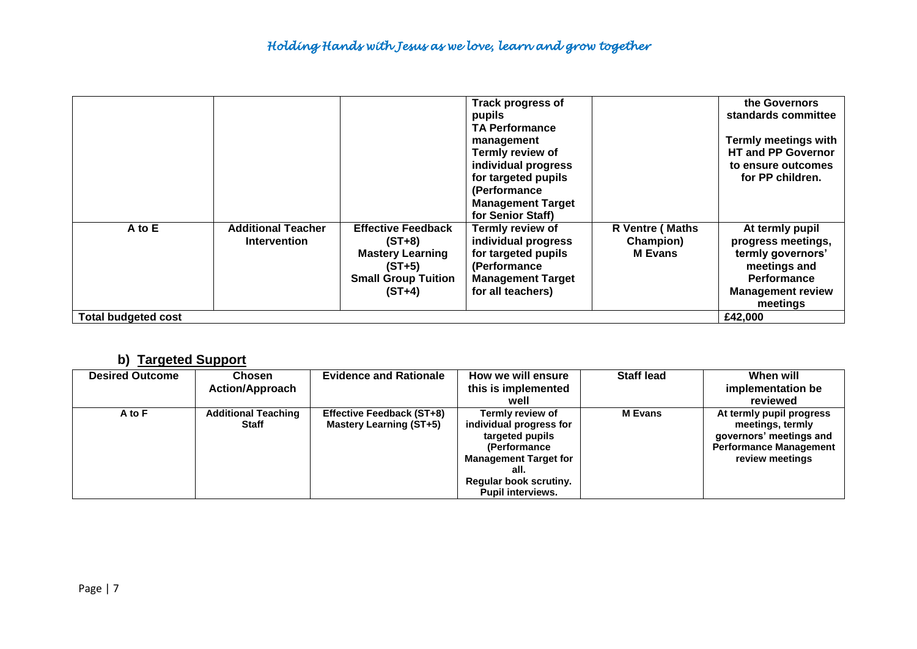| | | | Track progress of pupils<br>TA Performance management<br>Termly review of individual progress for targeted pupils (Performance Management Target for Senior Staff) | | the Governors standards committee<br><br>Termly meetings with HT and PP Governor to ensure outcomes for PP children. |
|---|---|---|---|---|---|
| A to E | Additional Teacher Intervention | Effective Feedback (ST+8)<br>Mastery Learning (ST+5)<br>Small Group Tuition (ST+4) | Termly review of individual progress for targeted pupils (Performance Management Target for all teachers) | R Ventre ( Maths Champion)<br>M Evans | At termly pupil progress meetings, termly governors' meetings and Performance Management review meetings |
| **Total budgeted cost** | | | | | **£42,000** |

## b) Targeted Support

| Desired Outcome | Chosen Action/Approach | Evidence and Rationale | How we will ensure this is implemented well | Staff lead | When will implementation be reviewed |
|---|---|---|---|---|---|
| A to F | Additional Teaching Staff | Effective Feedback (ST+8)<br>Mastery Learning (ST+5) | Termly review of individual progress for targeted pupils (Performance Management Target for all.<br>Regular book scrutiny.<br>Pupil interviews. | M Evans | At termly pupil progress meetings, termly governors' meetings and Performance Management review meetings |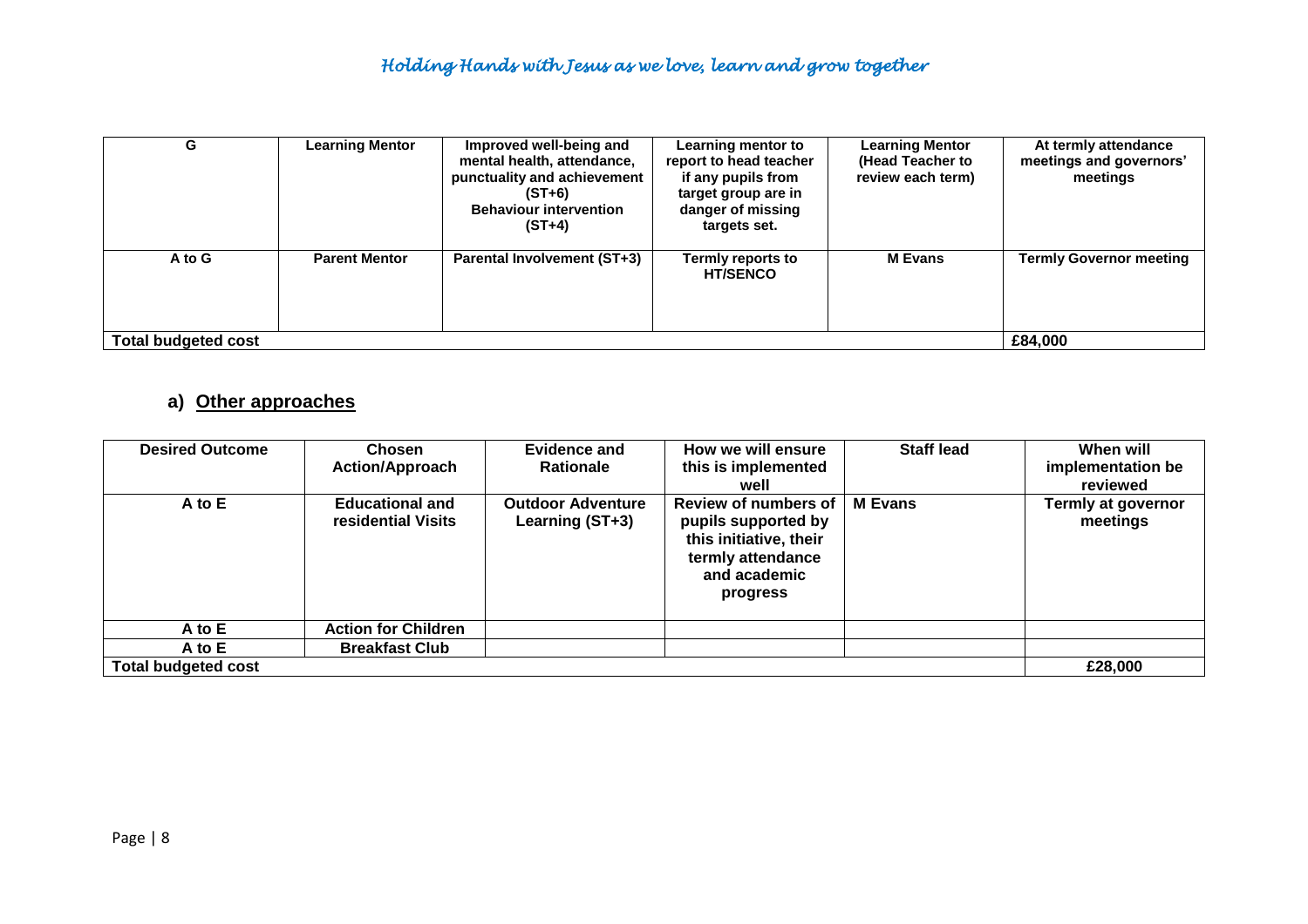| G | Learning Mentor | Improved well-being and mental health, attendance, punctuality and achievement (ST+6)<br>Behaviour intervention (ST+4) | Learning mentor to report to head teacher if any pupils from target group are in danger of missing targets set. | Learning Mentor (Head Teacher to review each term) | At termly attendance meetings and governors' meetings |
|---|---|---|---|---|---|
| A to G | Parent Mentor | Parental Involvement (ST+3) | Termly reports to HT/SENCO | M Evans | Termly Governor meeting |
| Total budgeted cost | | | | | £84,000 |

## a) Other approaches

| Desired Outcome | Chosen Action/Approach | Evidence and Rationale | How we will ensure this is implemented well | Staff lead | When will implementation be reviewed |
|---|---|---|---|---|---|
| A to E | Educational and residential Visits | Outdoor Adventure Learning (ST+3) | Review of numbers of pupils supported by this initiative, their termly attendance and academic progress | M Evans | Termly at governor meetings |
| A to E | Action for Children | | | | |
| A to E | Breakfast Club | | | | |
| Total budgeted cost | | | | | £28,000 |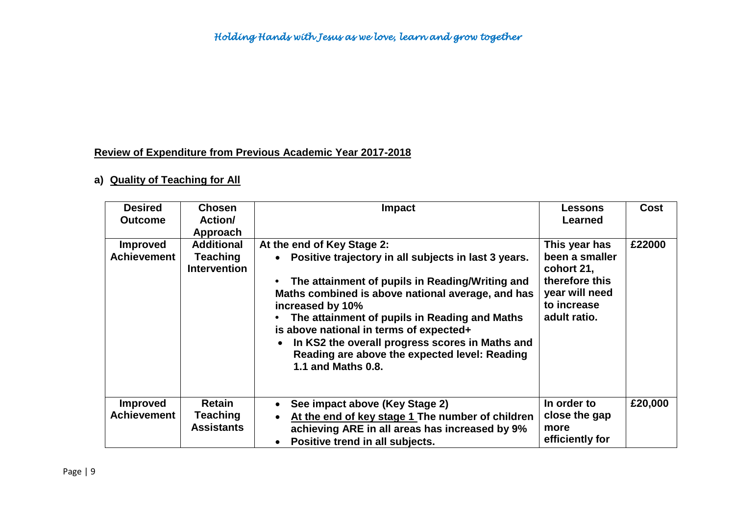## Review of Expenditure from Previous Academic Year 2017-2018

### a) Quality of Teaching for All

| Desired Outcome | Chosen Action/ Approach | Impact | Lessons Learned | Cost |
|---|---|---|---|---|
| **Improved Achievement** | **Additional Teaching Intervention** | **At the end of Key Stage 2:**<br>• **Positive trajectory in all subjects in last 3 years.**<br>• **The attainment of pupils in Reading/Writing and Maths combined is above national average, and has increased by 10%**<br>• **The attainment of pupils in Reading and Maths is above national in terms of expected+**<br>• **In KS2 the overall progress scores in Maths and Reading are above the expected level: Reading 1.1 and Maths 0.8.** | **This year has been a smaller cohort 21, therefore this year will need to increase adult ratio.** | **£22000** |
| **Improved Achievement** | **Retain Teaching Assistants** | • **See impact above (Key Stage 2)**<br>• **At the end of key stage 1 The number of children achieving ARE in all areas has increased by 9%**<br>• **Positive trend in all subjects.** | **In order to close the gap more efficiently for** | **£20,000** |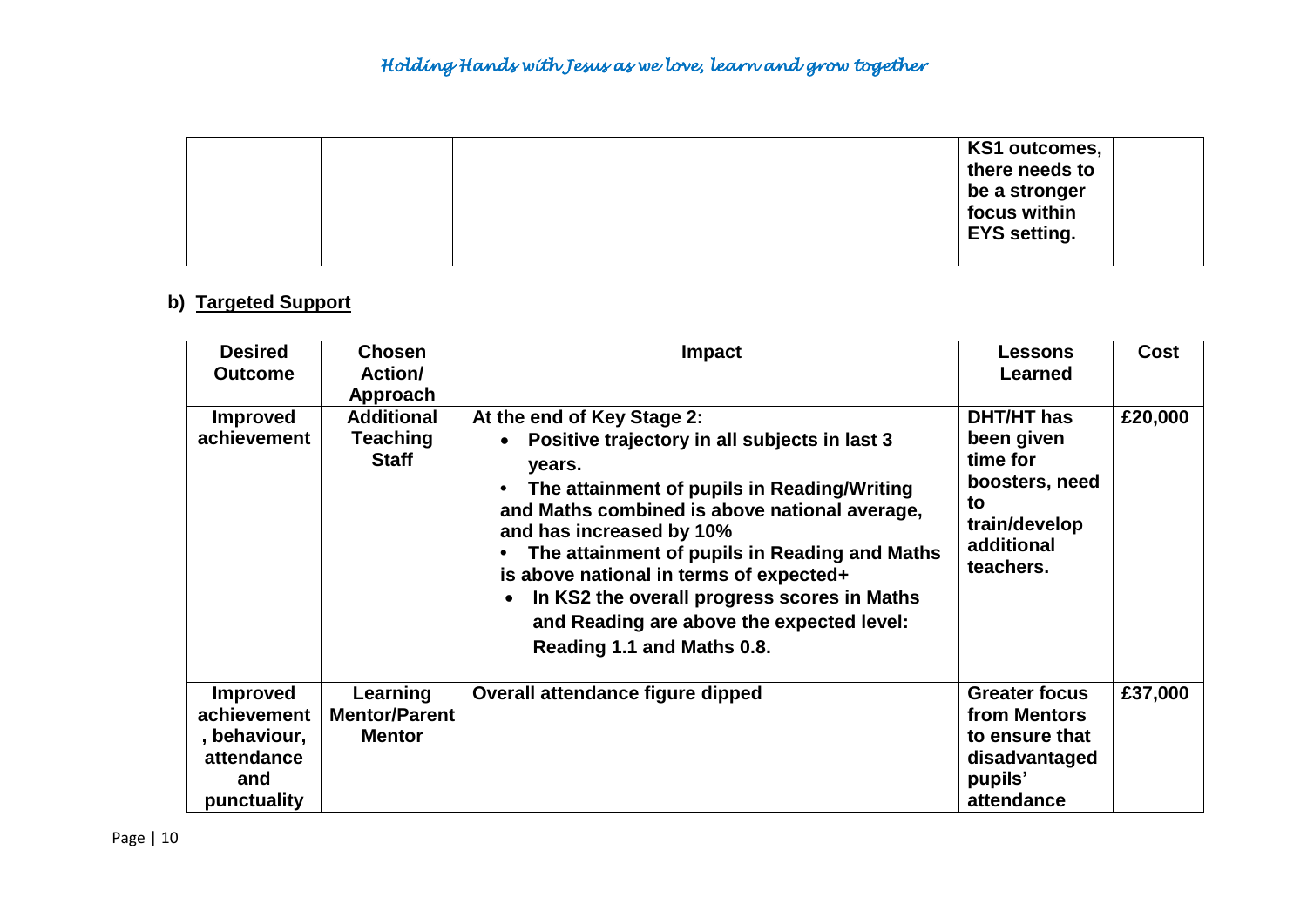| | | | KS1 outcomes, there needs to be a stronger focus within EYS setting. | |
|---|---|---|---|---|

## b) Targeted Support

| Desired Outcome | Chosen Action/ Approach | Impact | Lessons Learned | Cost |
|---|---|---|---|---|
| **Improved achievement** | **Additional Teaching Staff** | **At the end of Key Stage 2:**<br>• **Positive trajectory in all subjects in last 3 years.**<br>• **The attainment of pupils in Reading/Writing and Maths combined is above national average, and has increased by 10%**<br>• **The attainment of pupils in Reading and Maths is above national in terms of expected+**<br>• **In KS2 the overall progress scores in Maths and Reading are above the expected level: Reading 1.1 and Maths 0.8.** | **DHT/HT has been given time for boosters, need to train/develop additional teachers.** | **£20,000** |
| **Improved achievement, behaviour, attendance and punctuality** | **Learning Mentor/Parent Mentor** | **Overall attendance figure dipped** | **Greater focus from Mentors to ensure that disadvantaged pupils' attendance** | **£37,000** |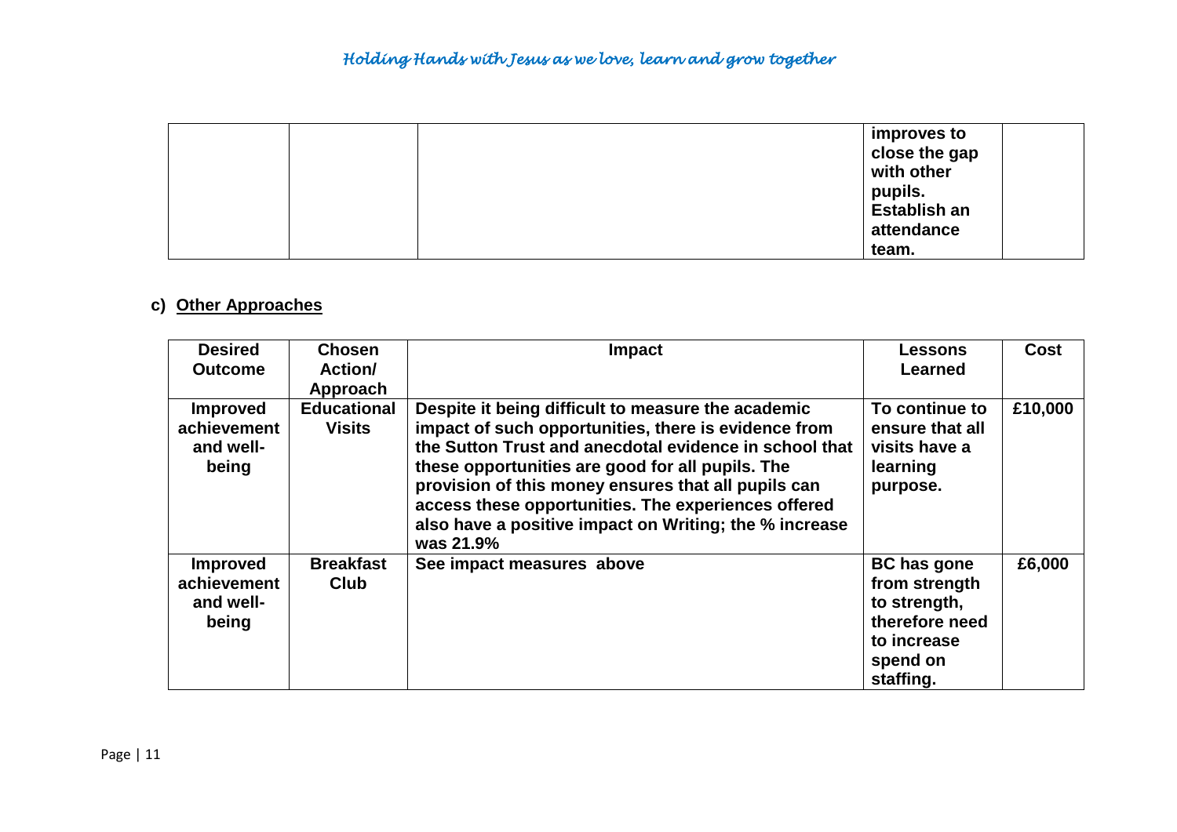| | | | improves to close the gap with other pupils. Establish an attendance team. | |
|---|---|---|---|---|

c) **Other Approaches**

| Desired Outcome | Chosen Action/ Approach | Impact | Lessons Learned | Cost |
|---|---|---|---|---|
| **Improved achievement and well-being** | **Educational Visits** | **Despite it being difficult to measure the academic impact of such opportunities, there is evidence from the Sutton Trust and anecdotal evidence in school that these opportunities are good for all pupils. The provision of this money ensures that all pupils can access these opportunities. The experiences offered also have a positive impact on Writing; the % increase was 21.9%** | **To continue to ensure that all visits have a learning purpose.** | **£10,000** |
| **Improved achievement and well-being** | **Breakfast Club** | **See impact measures above** | **BC has gone from strength to strength, therefore need to increase spend on staffing.** | **£6,000** |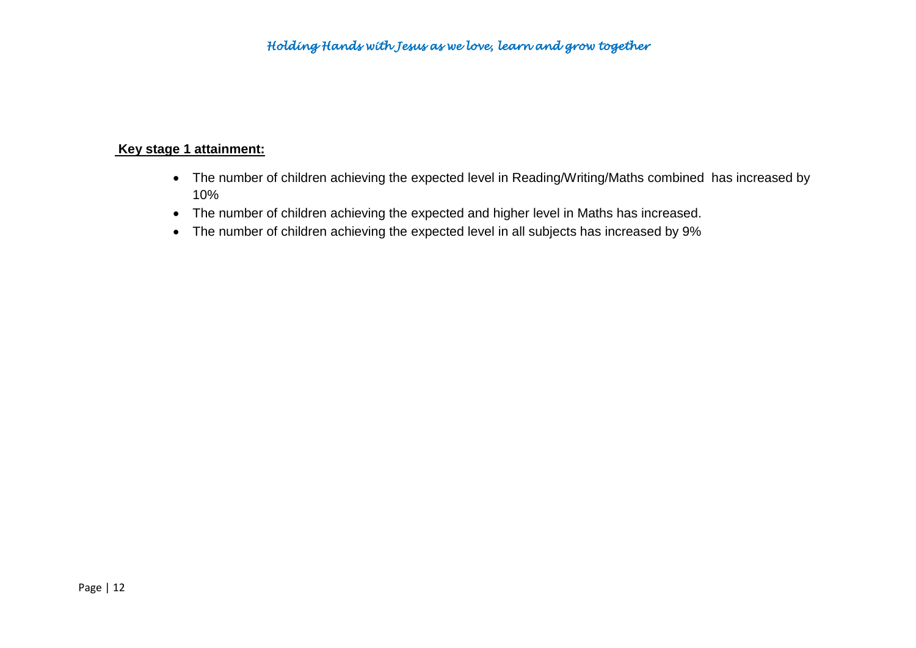**Key stage 1 attainment:**

- The number of children achieving the expected level in Reading/Writing/Maths combined has increased by 10%
- The number of children achieving the expected and higher level in Maths has increased.
- The number of children achieving the expected level in all subjects has increased by 9%